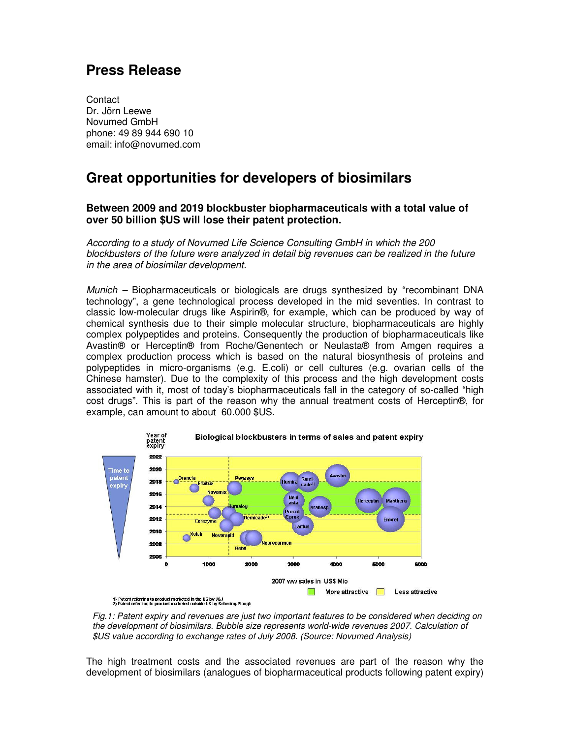# Press Release

Contact
Dr. Jörn Leewe
Novumed GmbH
phone: 49 89 944 690 10
email: info@novumed.com

## Great opportunities for developers of biosimilars

**Between 2009 and 2019 blockbuster biopharmaceuticals with a total value of over 50 billion $US will lose their patent protection.**

*According to a study of Novumed Life Science Consulting GmbH in which the 200 blockbusters of the future were analyzed in detail big revenues can be realized in the future in the area of biosimilar development.*

*Munich* – Biopharmaceuticals or biologicals are drugs synthesized by "recombinant DNA technology", a gene technological process developed in the mid seventies. In contrast to classic low-molecular drugs like Aspirin®, for example, which can be produced by way of chemical synthesis due to their simple molecular structure, biopharmaceuticals are highly complex polypeptides and proteins. Consequently the production of biopharmaceuticals like Avastin® or Herceptin® from Roche/Genentech or Neulasta® from Amgen requires a complex production process which is based on the natural biosynthesis of proteins and polypeptides in micro-organisms (e.g. E.coli) or cell cultures (e.g. ovarian cells of the Chinese hamster). Due to the complexity of this process and the high development costs associated with it, most of today's biopharmaceuticals fall in the category of so-called "high cost drugs". This is part of the reason why the annual treatment costs of Herceptin®, for example, can amount to about 60.000 $US.

*Fig.1: Patent expiry and revenues are just two important features to be considered when deciding on the development of biosimilars. Bubble size represents world-wide revenues 2007. Calculation of $US value according to exchange rates of July 2008. (Source: Novumed Analysis)*

The high treatment costs and the associated revenues are part of the reason why the development of biosimilars (analogues of biopharmaceutical products following patent expiry)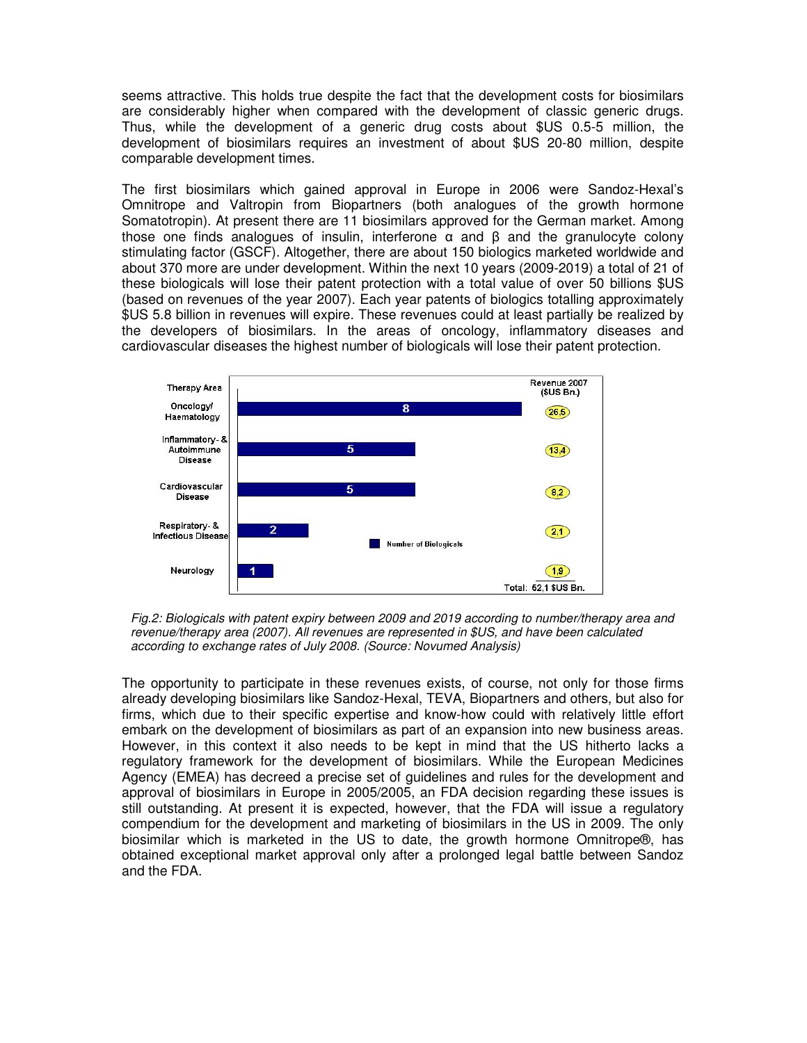seems attractive. This holds true despite the fact that the development costs for biosimilars are considerably higher when compared with the development of classic generic drugs. Thus, while the development of a generic drug costs about $US 0.5-5 million, the development of biosimilars requires an investment of about $US 20-80 million, despite comparable development times.

The first biosimilars which gained approval in Europe in 2006 were Sandoz-Hexal's Omnitrope and Valtropin from Biopartners (both analogues of the growth hormone Somatotropin). At present there are 11 biosimilars approved for the German market. Among those one finds analogues of insulin, interferone α and β and the granulocyte colony stimulating factor (GSCF). Altogether, there are about 150 biologics marketed worldwide and about 370 more are under development. Within the next 10 years (2009-2019) a total of 21 of these biologicals will lose their patent protection with a total value of over 50 billions $US (based on revenues of the year 2007). Each year patents of biologics totalling approximately $US 5.8 billion in revenues will expire. These revenues could at least partially be realized by the developers of biosimilars. In the areas of oncology, inflammatory diseases and cardiovascular diseases the highest number of biologicals will lose their patent protection.

Therapy Area

Revenue 2007 ($US Bn.)

Oncology/ Haematology 8 26,5

Inflammatory- & Autoimmune Disease 5 13,4

Cardiovascular Disease 5 8,2

Respiratory- & Infectious Disease 2 2,1

Neurology 1 1,9

Number of Biologicals

Total: 52,1 $US Bn.

*Fig.2: Biologicals with patent expiry between 2009 and 2019 according to number/therapy area and revenue/therapy area (2007). All revenues are represented in $US, and have been calculated according to exchange rates of July 2008. (Source: Novumed Analysis)*

The opportunity to participate in these revenues exists, of course, not only for those firms already developing biosimilars like Sandoz-Hexal, TEVA, Biopartners and others, but also for firms, which due to their specific expertise and know-how could with relatively little effort embark on the development of biosimilars as part of an expansion into new business areas. However, in this context it also needs to be kept in mind that the US hitherto lacks a regulatory framework for the development of biosimilars. While the European Medicines Agency (EMEA) has decreed a precise set of guidelines and rules for the development and approval of biosimilars in Europe in 2005/2005, an FDA decision regarding these issues is still outstanding. At present it is expected, however, that the FDA will issue a regulatory compendium for the development and marketing of biosimilars in the US in 2009. The only biosimilar which is marketed in the US to date, the growth hormone Omnitrope®, has obtained exceptional market approval only after a prolonged legal battle between Sandoz and the FDA.